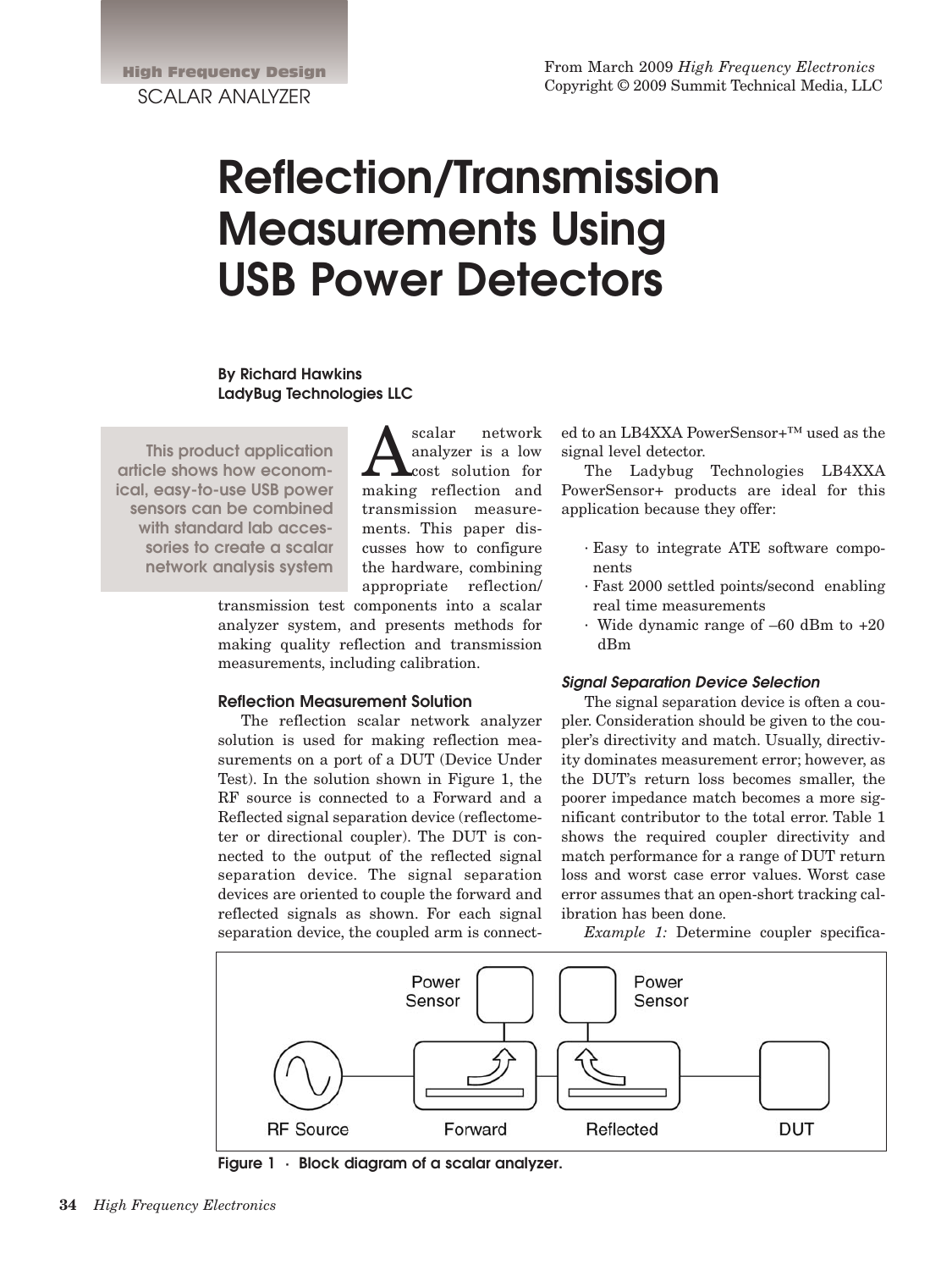From March 2009 *High Frequency Electronics*
Copyright © 2009 Summit Technical Media, LLC

# Reflection/Transmission Measurements Using USB Power Detectors

**By Richard Hawkins**
**LadyBug Technologies LLC**

> This product application article shows how economical, easy-to-use USB power sensors can be combined with standard lab accessories to create a scalar network analysis system

A scalar network analyzer is a low cost solution for making reflection and transmission measurements. This paper discusses how to configure the hardware, combining appropriate reflection/transmission test components into a scalar analyzer system, and presents methods for making quality reflection and transmission measurements, including calibration.

## Reflection Measurement Solution

The reflection scalar network analyzer solution is used for making reflection measurements on a port of a DUT (Device Under Test). In the solution shown in Figure 1, the RF source is connected to a Forward and a Reflected signal separation device (reflectometer or directional coupler). The DUT is connected to the output of the reflected signal separation device. The signal separation devices are oriented to couple the forward and reflected signals as shown. For each signal separation device, the coupled arm is connected to an LB4XXA PowerSensor+™ used as the signal level detector.

The Ladybug Technologies LB4XXA PowerSensor+ products are ideal for this application because they offer:

- Easy to integrate ATE software components
- Fast 2000 settled points/second enabling real time measurements
- Wide dynamic range of –60 dBm to +20 dBm

### *Signal Separation Device Selection*

The signal separation device is often a coupler. Consideration should be given to the coupler's directivity and match. Usually, directivity dominates measurement error; however, as the DUT's return loss becomes smaller, the poorer impedance match becomes a more significant contributor to the total error. Table 1 shows the required coupler directivity and match performance for a range of DUT return loss and worst case error values. Worst case error assumes that an open-short tracking calibration has been done.

*Example 1:* Determine coupler specifica-

Power Sensor | Power Sensor | RF Source | Forward | Reflected | DUT

Figure 1 · Block diagram of a scalar analyzer.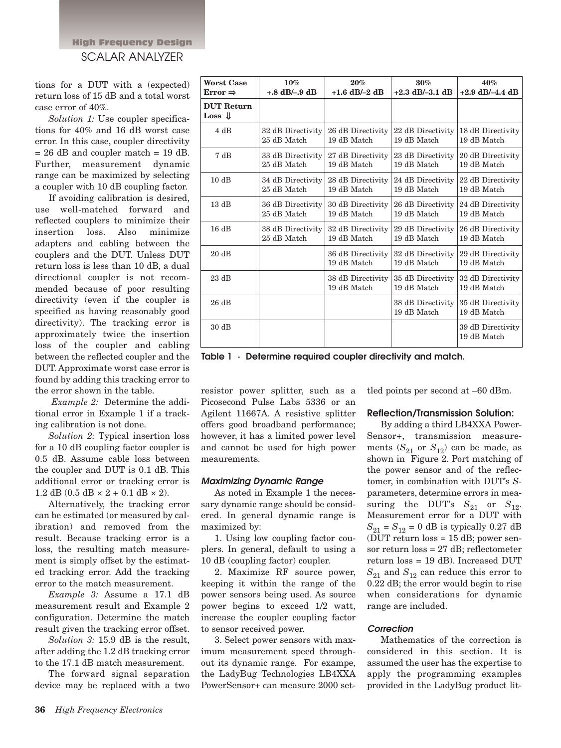tions for a DUT with a (expected) return loss of 15 dB and a total worst case error of 40%.

*Solution 1:* Use coupler specifications for 40% and 16 dB worst case error. In this case, coupler directivity = 26 dB and coupler match = 19 dB. Further, measurement dynamic range can be maximized by selecting a coupler with 10 dB coupling factor.

If avoiding calibration is desired, use well-matched forward and reflected couplers to minimize their insertion loss. Also minimize adapters and cabling between the couplers and the DUT. Unless DUT return loss is less than 10 dB, a dual directional coupler is not recommended because of poor resulting directivity (even if the coupler is specified as having reasonably good directivity). The tracking error is approximately twice the insertion loss of the coupler and cabling between the reflected coupler and the DUT. Approximate worst case error is found by adding this tracking error to the error shown in the table.

*Example 2:* Determine the additional error in Example 1 if a tracking calibration is not done.

*Solution 2:* Typical insertion loss for a 10 dB coupling factor coupler is 0.5 dB. Assume cable loss between the coupler and DUT is 0.1 dB. This additional error or tracking error is 1.2 dB (0.5 dB × 2 + 0.1 dB × 2).

Alternatively, the tracking error can be estimated (or measured by calibration) and removed from the result. Because tracking error is a loss, the resulting match measurement is simply offset by the estimated tracking error. Add the tracking error to the match measurement.

*Example 3:* Assume a 17.1 dB measurement result and Example 2 configuration. Determine the match result given the tracking error offset.

*Solution 3:* 15.9 dB is the result, after adding the 1.2 dB tracking error to the 17.1 dB match measurement.

The forward signal separation device may be replaced with a two resistor power splitter, such as a Picosecond Pulse Labs 5336 or an Agilent 11667A. A resistive splitter offers good broadband performance; however, it has a limited power level and cannot be used for high power meaurements.

| **Worst Case Error ⇒** | **10% +.8 dB/–.9 dB** | **20% +1.6 dB/–2 dB** | **30% +2.3 dB/–3.1 dB** | **40% +2.9 dB/–4.4 dB** |
|---|---|---|---|---|
| **DUT Return Loss ⇓** | | | | |
| 4 dB | 32 dB Directivity 25 dB Match | 26 dB Directivity 19 dB Match | 22 dB Directivity 19 dB Match | 18 dB Directivity 19 dB Match |
| 7 dB | 33 dB Directivity 25 dB Match | 27 dB Directivity 19 dB Match | 23 dB Directivity 19 dB Match | 20 dB Directivity 19 dB Match |
| 10 dB | 34 dB Directivity 25 dB Match | 28 dB Directivity 19 dB Match | 24 dB Directivity 19 dB Match | 22 dB Directivity 19 dB Match |
| 13 dB | 36 dB Directivity 25 dB Match | 30 dB Directivity 19 dB Match | 26 dB Directivity 19 dB Match | 24 dB Directivity 19 dB Match |
| 16 dB | 38 dB Directivity 25 dB Match | 32 dB Directivity 19 dB Match | 29 dB Directivity 19 dB Match | 26 dB Directivity 19 dB Match |
| 20 dB | | 36 dB Directivity 19 dB Match | 32 dB Directivity 19 dB Match | 29 dB Directivity 19 dB Match |
| 23 dB | | 38 dB Directivity 19 dB Match | 35 dB Directivity 19 dB Match | 32 dB Directivity 19 dB Match |
| 26 dB | | | 38 dB Directivity 19 dB Match | 35 dB Directivity 19 dB Match |
| 30 dB | | | | 39 dB Directivity 19 dB Match |

**Table 1 · Determine required coupler directivity and match.**

### *Maximizing Dynamic Range*

As noted in Example 1 the necessary dynamic range should be considered. In general dynamic range is maximized by:

1. Using low coupling factor couplers. In general, default to using a 10 dB (coupling factor) coupler.

2. Maximize RF source power, keeping it within the range of the power sensors being used. As source power begins to exceed 1/2 watt, increase the coupler coupling factor to sensor received power.

3. Select power sensors with maximum measurement speed throughout its dynamic range. For exampe, the LadyBug Technologies LB4XXA PowerSensor+ can measure 2000 settled points per second at –60 dBm.

### Reflection/Transmission Solution:

By adding a third LB4XXA PowerSensor+, transmission measurements ($S_{21}$ or $S_{12}$) can be made, as shown in Figure 2. Port matching of the power sensor and of the reflectomer, in combination with DUT's *S*-parameters, determine errors in measuring the DUT's $S_{21}$ or $S_{12}$. Measurement error for a DUT with $S_{21} = S_{12} = 0$ dB is typically 0.27 dB (DUT return loss = 15 dB; power sensor return loss = 27 dB; reflectometer return loss = 19 dB). Increased DUT $S_{21}$ and $S_{12}$ can reduce this error to 0.22 dB; the error would begin to rise when considerations for dynamic range are included.

### *Correction*

Mathematics of the correction is considered in this section. It is assumed the user has the expertise to apply the programming examples provided in the LadyBug product lit-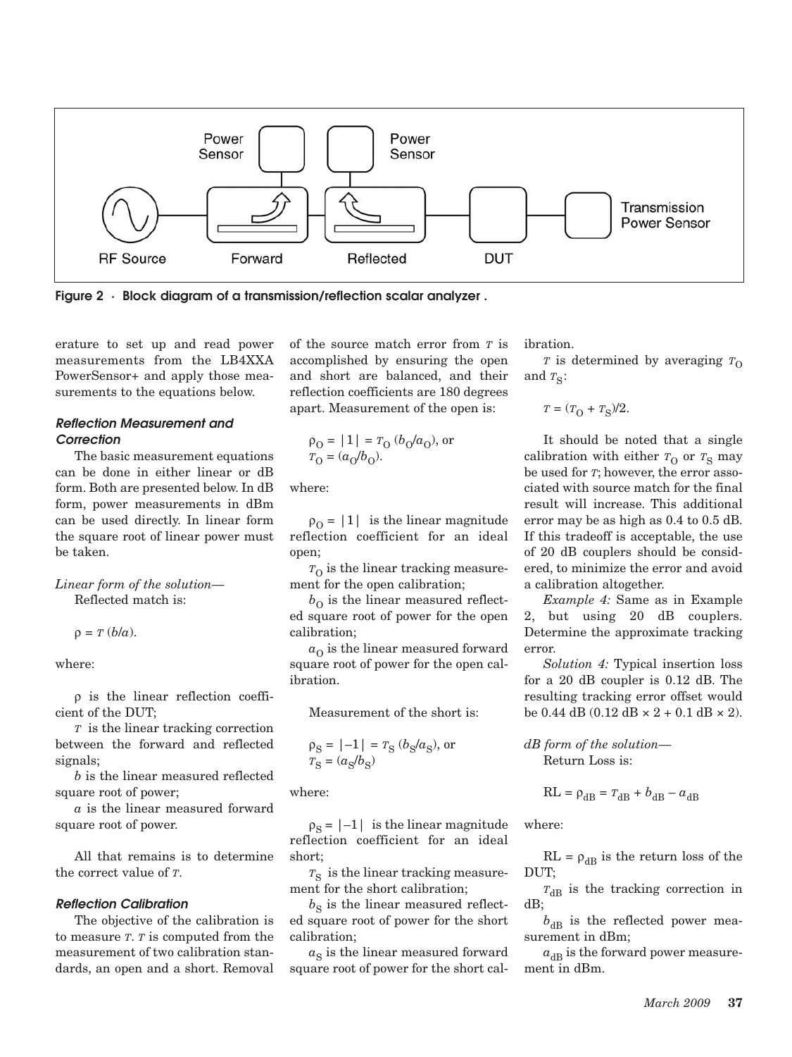Figure 2 · Block diagram of a transmission/reflection scalar analyzer .

erature to set up and read power measurements from the LB4XXA PowerSensor+ and apply those measurements to the equations below.

### *Reflection Measurement and Correction*

The basic measurement equations can be done in either linear or dB form. Both are presented below. In dB form, power measurements in dBm can be used directly. In linear form the square root of linear power must be taken.

*Linear form of the solution—*
Reflected match is:

$$\rho = T\,(b/a).$$

where:

$\rho$ is the linear reflection coefficient of the DUT;

$T$ is the linear tracking correction between the forward and reflected signals;

$b$ is the linear measured reflected square root of power;

$a$ is the linear measured forward square root of power.

All that remains is to determine the correct value of $T$.

### *Reflection Calibration*

The objective of the calibration is to measure $T$. $T$ is computed from the measurement of two calibration standards, an open and a short. Removal of the source match error from $T$ is accomplished by ensuring the open and short are balanced, and their reflection coefficients are 180 degrees apart. Measurement of the open is:

$$\rho_O = |1| = T_O\,(b_O/a_O), \text{ or}$$
$$T_O = (a_O/b_O).$$

where:

$\rho_O = |1|$ is the linear magnitude reflection coefficient for an ideal open;

$T_O$ is the linear tracking measurement for the open calibration;

$b_O$ is the linear measured reflected square root of power for the open calibration;

$a_O$ is the linear measured forward square root of power for the open calibration.

Measurement of the short is:

$$\rho_S = |-1| = T_S\,(b_S/a_S), \text{ or}$$
$$T_S = (a_S/b_S)$$

where:

$\rho_S = |-1|$ is the linear magnitude reflection coefficient for an ideal short;

$T_S$ is the linear tracking measurement for the short calibration;

$b_S$ is the linear measured reflected square root of power for the short calibration;

$a_S$ is the linear measured forward square root of power for the short calibration.

$T$ is determined by averaging $T_O$ and $T_S$:

$$T = (T_O + T_S)/2.$$

It should be noted that a single calibration with either $T_O$ or $T_S$ may be used for $T$; however, the error associated with source match for the final result will increase. This additional error may be as high as 0.4 to 0.5 dB. If this tradeoff is acceptable, the use of 20 dB couplers should be considered, to minimize the error and avoid a calibration altogether.

*Example 4:* Same as in Example 2, but using 20 dB couplers. Determine the approximate tracking error.

*Solution 4:* Typical insertion loss for a 20 dB coupler is 0.12 dB. The resulting tracking error offset would be 0.44 dB (0.12 dB × 2 + 0.1 dB × 2).

*dB form of the solution—*
Return Loss is:

$$\text{RL} = \rho_{dB} = T_{dB} + b_{dB} - a_{dB}$$

where:

$\text{RL} = \rho_{dB}$ is the return loss of the DUT;

$T_{dB}$ is the tracking correction in dB;

$b_{dB}$ is the reflected power measurement in dBm;

$a_{dB}$ is the forward power measurement in dBm.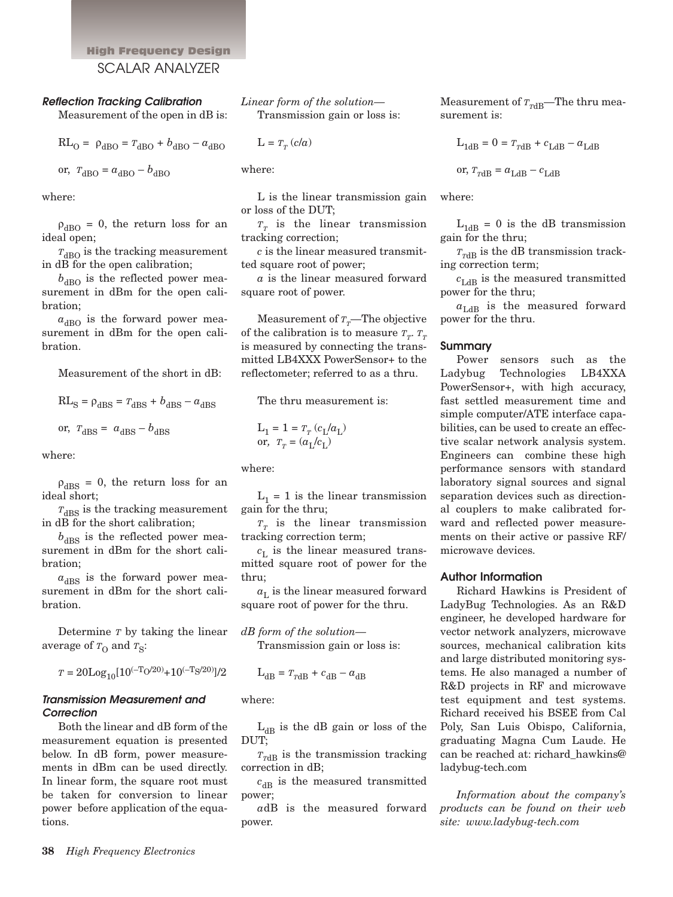### *Reflection Tracking Calibration*

Measurement of the open in dB is:

$$RL_O = \rho_{dBO} = \tau_{dBO} + b_{dBO} - a_{dBO}$$

$$\text{or, } \tau_{dBO} = a_{dBO} - b_{dBO}$$

where:

$\rho_{dBO} = 0$, the return loss for an ideal open;

$\tau_{dBO}$ is the tracking measurement in dB for the open calibration;

$b_{dBO}$ is the reflected power measurement in dBm for the open calibration;

$a_{dBO}$ is the forward power measurement in dBm for the open calibration.

Measurement of the short in dB:

$$RL_S = \rho_{dBS} = \tau_{dBS} + b_{dBS} - a_{dBS}$$

$$\text{or, } \tau_{dBS} = a_{dBS} - b_{dBS}$$

where:

$\rho_{dBS} = 0$, the return loss for an ideal short;

$\tau_{dBS}$ is the tracking measurement in dB for the short calibration;

$b_{dBS}$ is the reflected power measurement in dBm for the short calibration;

$a_{dBS}$ is the forward power measurement in dBm for the short calibration.

Determine $\tau$ by taking the linear average of $\tau_O$ and $\tau_S$:

$$\tau = 20\text{Log}_{10}[10^{(-\tau_O/20)} + 10^{(-\tau_S/20)}]/2$$

### *Transmission Measurement and Correction*

Both the linear and dB form of the measurement equation is presented below. In dB form, power measurements in dBm can be used directly. In linear form, the square root must be taken for conversion to linear power before application of the equations.

*Linear form of the solution—*
Transmission gain or loss is:

$$L = \tau_T\,(c/a)$$

where:

L is the linear transmission gain or loss of the DUT;

$\tau_T$ is the linear transmission tracking correction;

$c$ is the linear measured transmitted square root of power;

$a$ is the linear measured forward square root of power.

Measurement of $\tau_T$—The objective of the calibration is to measure $\tau_T$. $\tau_T$ is measured by connecting the transmitted LB4XXX PowerSensor+ to the reflectometer; referred to as a thru.

The thru measurement is:

$$L_1 = 1 = \tau_T\,(c_L/a_L)$$
$$\text{or, } \tau_T = (a_L/c_L)$$

where:

$L_1 = 1$ is the linear transmission gain for the thru;

$\tau_T$ is the linear transmission tracking correction term;

$c_L$ is the linear measured transmitted square root of power for the thru;

$a_L$ is the linear measured forward square root of power for the thru.

*dB form of the solution—*
Transmission gain or loss is:

$$L_{dB} = \tau_{TdB} + c_{dB} - a_{dB}$$

where:

$L_{dB}$ is the dB gain or loss of the DUT;

$\tau_{TdB}$ is the transmission tracking correction in dB;

$c_{dB}$ is the measured transmitted power;

$a$dB is the measured forward power.

Measurement of $\tau_{TdB}$—The thru measurement is:

$$L_{1dB} = 0 = \tau_{TdB} + c_{LdB} - a_{LdB}$$

$$\text{or, } \tau_{TdB} = a_{LdB} - c_{LdB}$$

where:

$L_{1dB} = 0$ is the dB transmission gain for the thru;

$\tau_{TdB}$ is the dB transmission tracking correction term;

$c_{LdB}$ is the measured transmitted power for the thru;

$a_{LdB}$ is the measured forward power for the thru.

### Summary

Power sensors such as the Ladybug Technologies LB4XXA PowerSensor+, with high accuracy, fast settled measurement time and simple computer/ATE interface capabilities, can be used to create an effective scalar network analysis system. Engineers can combine these high performance sensors with standard laboratory signal sources and signal separation devices such as directional couplers to make calibrated forward and reflected power measurements on their active or passive RF/microwave devices.

### Author Information

Richard Hawkins is President of LadyBug Technologies. As an R&D engineer, he developed hardware for vector network analyzers, microwave sources, mechanical calibration kits and large distributed monitoring systems. He also managed a number of R&D projects in RF and microwave test equipment and test systems. Richard received his BSEE from Cal Poly, San Luis Obispo, California, graduating Magna Cum Laude. He can be reached at: richard_hawkins@ladybug-tech.com

*Information about the company's products can be found on their web site: www.ladybug-tech.com*